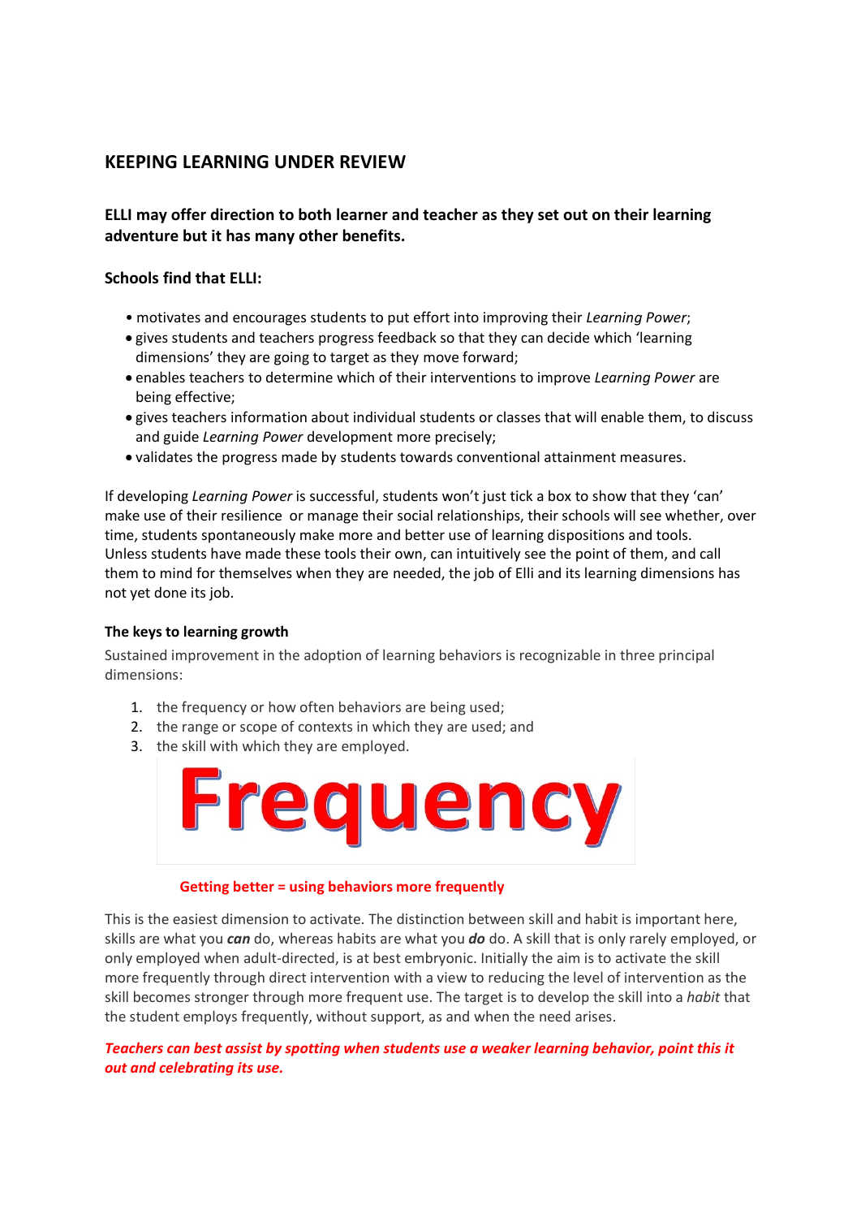## KEEPING LEARNING UNDER REVIEW

### ELLI may offer direction to both learner and teacher as they set out on their learning adventure but it has many other benefits.

**Schools find that ELLI:**

- motivates and encourages students to put effort into improving their *Learning Power*;
- gives students and teachers progress feedback so that they can decide which 'learning dimensions' they are going to target as they move forward;
- enables teachers to determine which of their interventions to improve *Learning Power* are being effective;
- gives teachers information about individual students or classes that will enable them, to discuss and guide *Learning Power* development more precisely;
- validates the progress made by students towards conventional attainment measures.

If developing *Learning Power* is successful, students won't just tick a box to show that they 'can' make use of their resilience or manage their social relationships, their schools will see whether, over time, students spontaneously make more and better use of learning dispositions and tools. Unless students have made these tools their own, can intuitively see the point of them, and call them to mind for themselves when they are needed, the job of Elli and its learning dimensions has not yet done its job.

#### The keys to learning growth

Sustained improvement in the adoption of learning behaviors is recognizable in three principal dimensions:

1. the frequency or how often behaviors are being used;
2. the range or scope of contexts in which they are used; and
3. the skill with which they are employed.

# Frequency

**Getting better = using behaviors more frequently**

This is the easiest dimension to activate. The distinction between skill and habit is important here, skills are what you ***can*** do, whereas habits are what you ***do*** do. A skill that is only rarely employed, or only employed when adult-directed, is at best embryonic. Initially the aim is to activate the skill more frequently through direct intervention with a view to reducing the level of intervention as the skill becomes stronger through more frequent use. The target is to develop the skill into a *habit* that the student employs frequently, without support, as and when the need arises.

***Teachers can best assist by spotting when students use a weaker learning behavior, point this it out and celebrating its use.***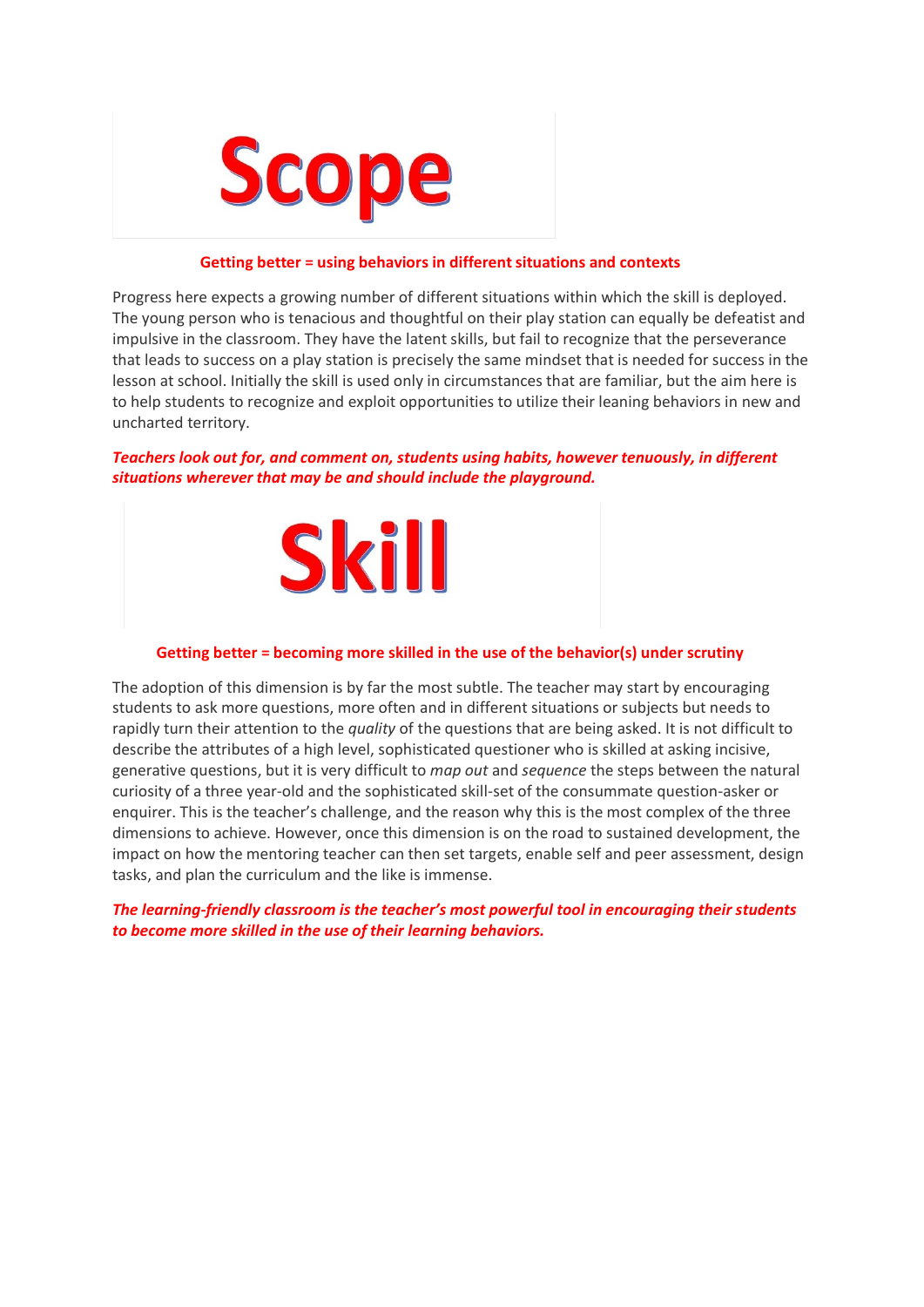# Scope

**Getting better = using behaviors in different situations and contexts**

Progress here expects a growing number of different situations within which the skill is deployed. The young person who is tenacious and thoughtful on their play station can equally be defeatist and impulsive in the classroom. They have the latent skills, but fail to recognize that the perseverance that leads to success on a play station is precisely the same mindset that is needed for success in the lesson at school. Initially the skill is used only in circumstances that are familiar, but the aim here is to help students to recognize and exploit opportunities to utilize their leaning behaviors in new and uncharted territory.

***Teachers look out for, and comment on, students using habits, however tenuously, in different situations wherever that may be and should include the playground.***

# Skill

**Getting better = becoming more skilled in the use of the behavior(s) under scrutiny**

The adoption of this dimension is by far the most subtle. The teacher may start by encouraging students to ask more questions, more often and in different situations or subjects but needs to rapidly turn their attention to the *quality* of the questions that are being asked. It is not difficult to describe the attributes of a high level, sophisticated questioner who is skilled at asking incisive, generative questions, but it is very difficult to *map out* and *sequence* the steps between the natural curiosity of a three year-old and the sophisticated skill-set of the consummate question-asker or enquirer. This is the teacher's challenge, and the reason why this is the most complex of the three dimensions to achieve. However, once this dimension is on the road to sustained development, the impact on how the mentoring teacher can then set targets, enable self and peer assessment, design tasks, and plan the curriculum and the like is immense.

***The learning-friendly classroom is the teacher's most powerful tool in encouraging their students to become more skilled in the use of their learning behaviors.***